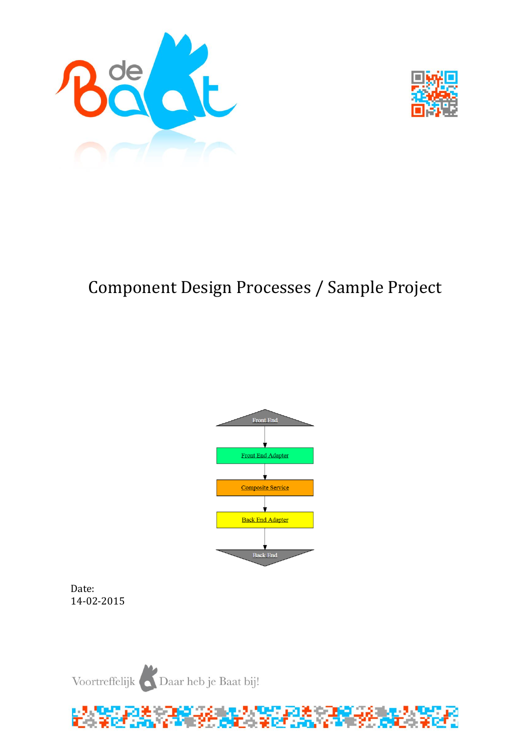# Component Design Processes / Sample Project

Front End

Front End Adapter

Composite Service

Back End Adapter

Back End

Date:
14-02-2015

Voortreffelijk Daar heb je Baat bij!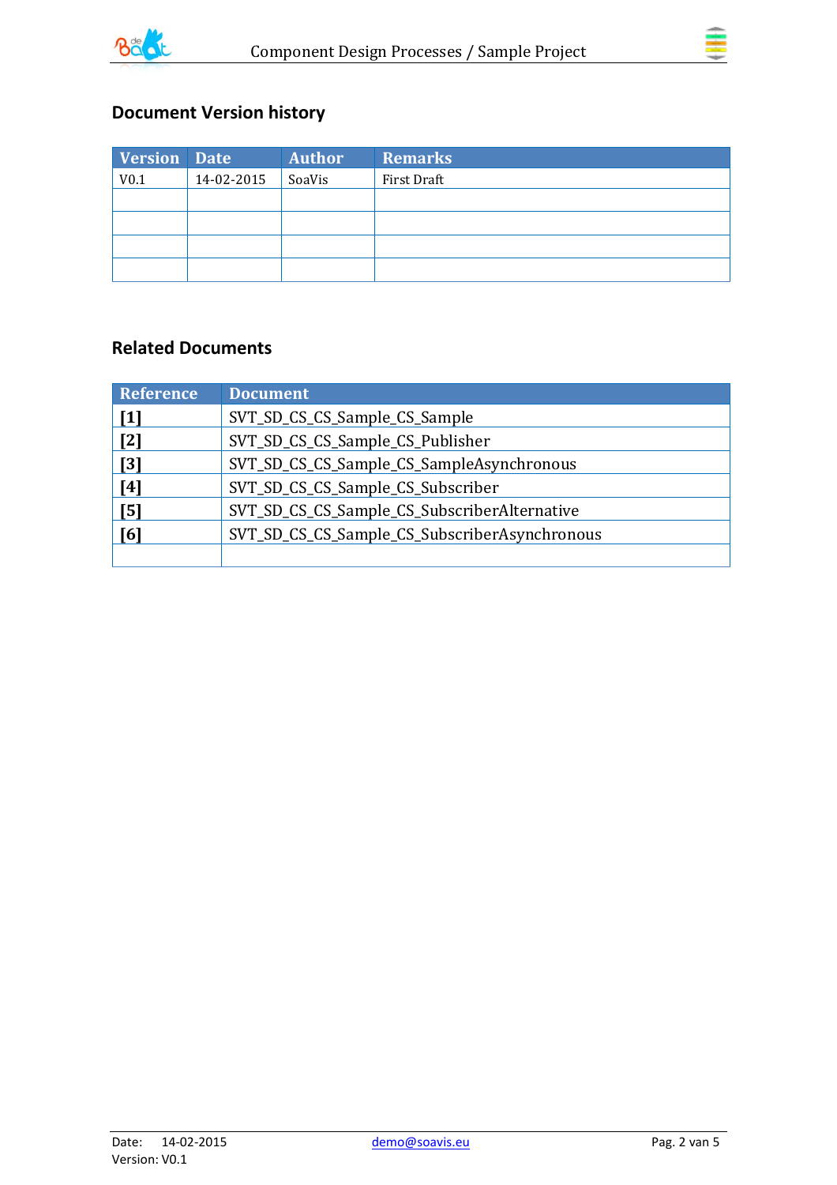## Document Version history

| Version | Date | Author | Remarks |
|---|---|---|---|
| V0.1 | 14-02-2015 | SoaVis | First Draft |
| | | | |
| | | | |
| | | | |
| | | | |

## Related Documents

| Reference | Document |
|---|---|
| **[1]** | SVT_SD_CS_CS_Sample_CS_Sample |
| **[2]** | SVT_SD_CS_CS_Sample_CS_Publisher |
| **[3]** | SVT_SD_CS_CS_Sample_CS_SampleAsynchronous |
| **[4]** | SVT_SD_CS_CS_Sample_CS_Subscriber |
| **[5]** | SVT_SD_CS_CS_Sample_CS_SubscriberAlternative |
| **[6]** | SVT_SD_CS_CS_Sample_CS_SubscriberAsynchronous |
| | |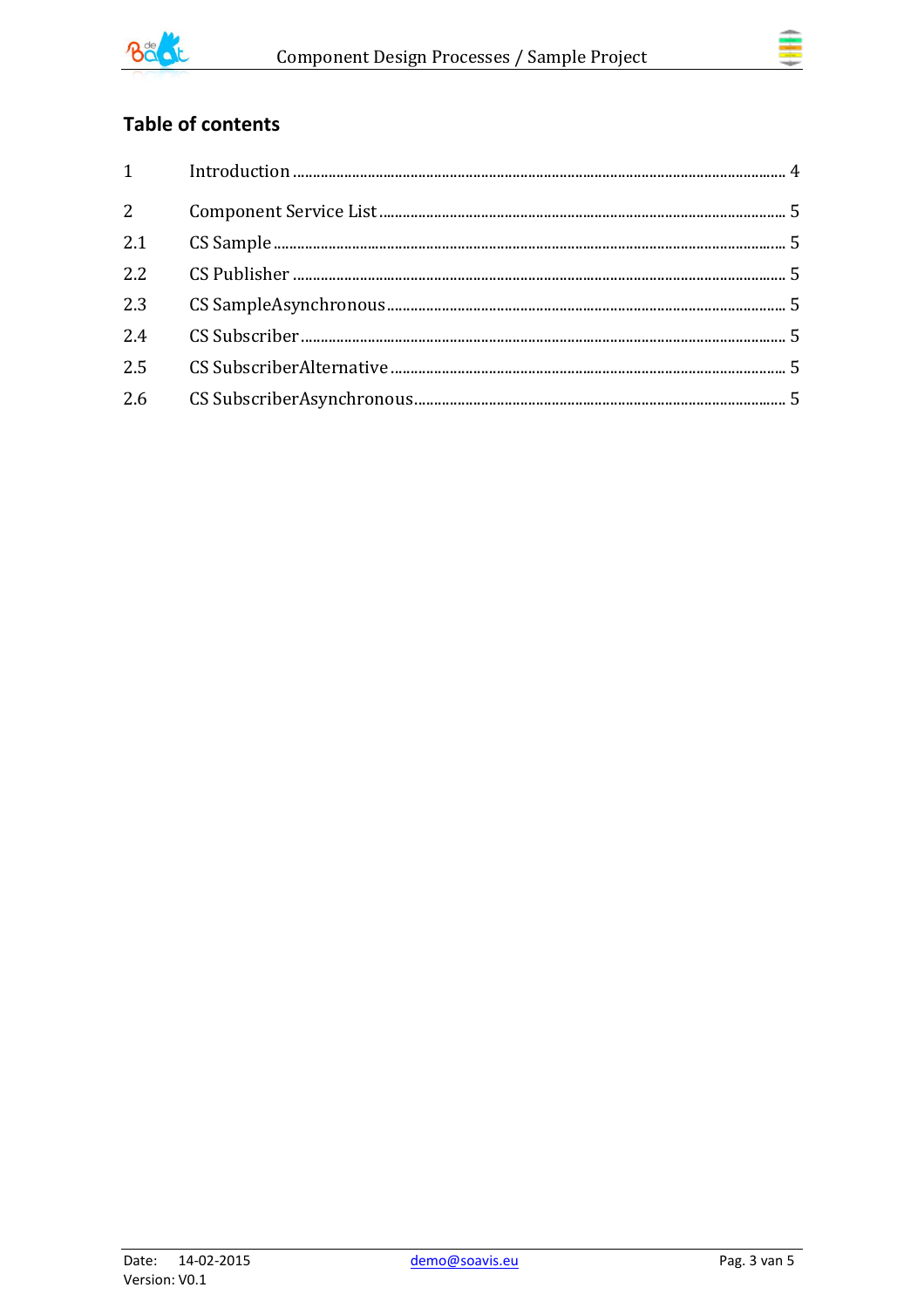## Table of contents

1 Introduction ........ 4

2 Component Service List ........ 5

2.1 CS Sample ........ 5

2.2 CS Publisher ........ 5

2.3 CS SampleAsynchronous ........ 5

2.4 CS Subscriber ........ 5

2.5 CS SubscriberAlternative ........ 5

2.6 CS SubscriberAsynchronous ........ 5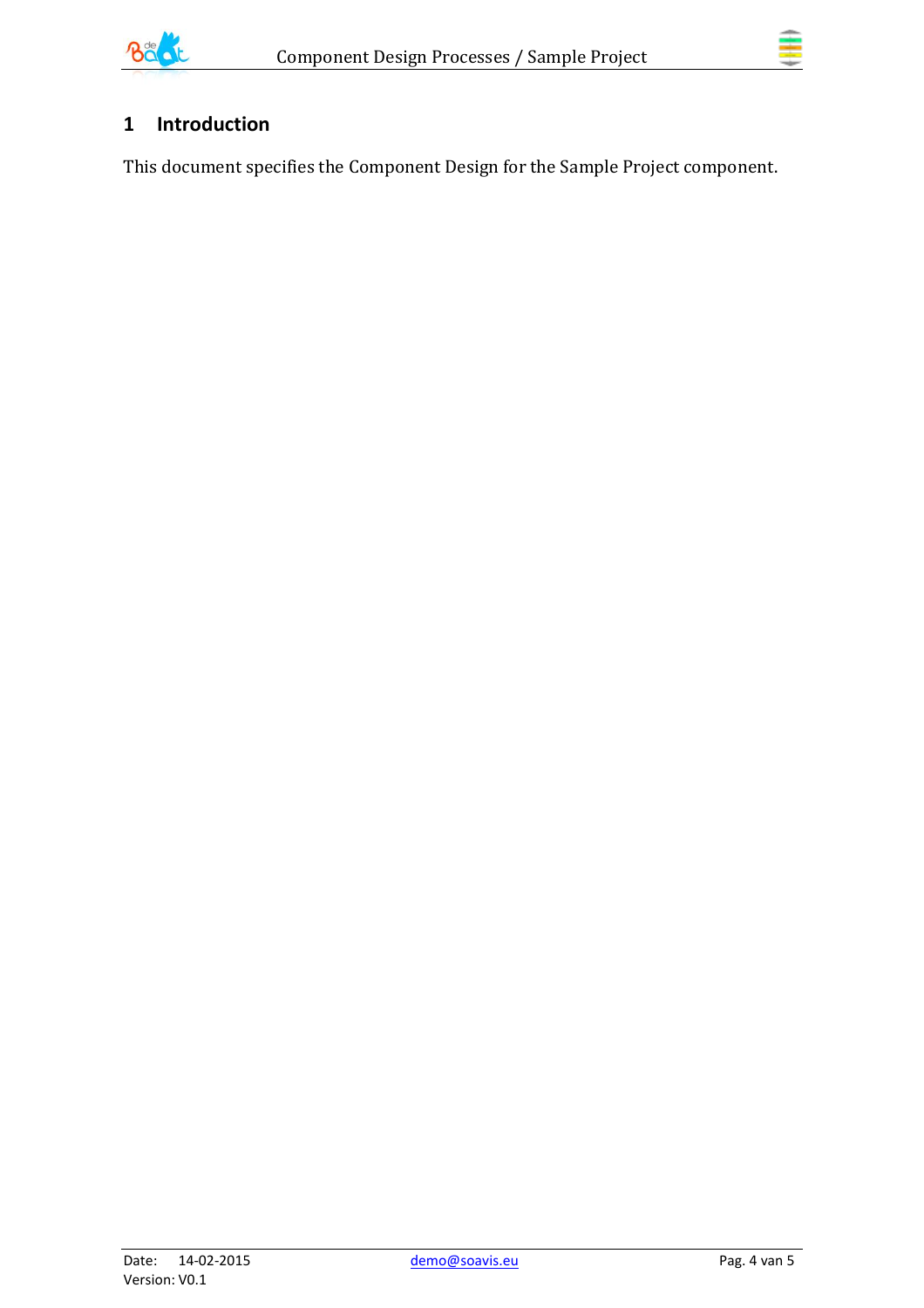# 1 Introduction

This document specifies the Component Design for the Sample Project component.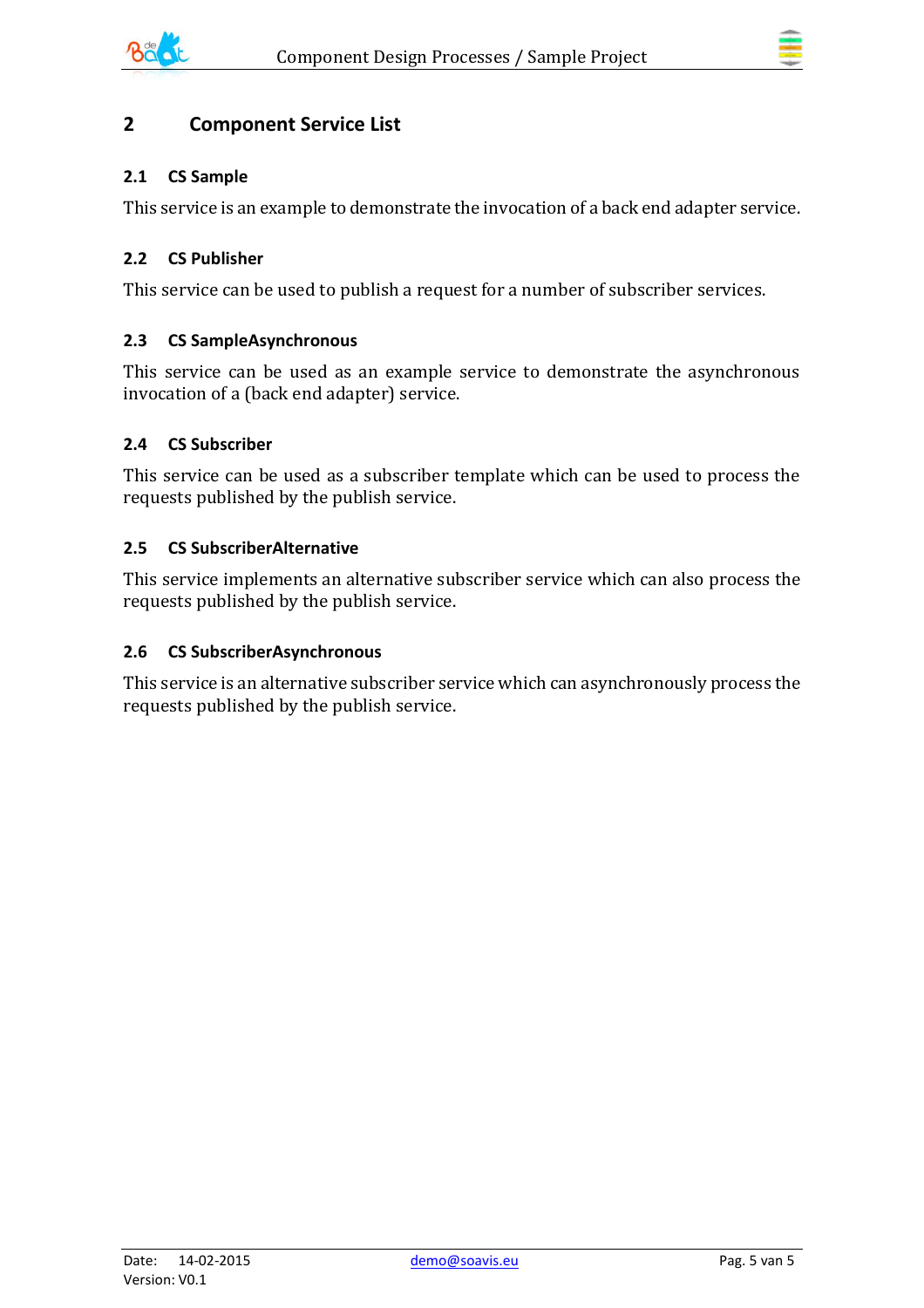# 2 Component Service List

## 2.1 CS Sample

This service is an example to demonstrate the invocation of a back end adapter service.

## 2.2 CS Publisher

This service can be used to publish a request for a number of subscriber services.

## 2.3 CS SampleAsynchronous

This service can be used as an example service to demonstrate the asynchronous invocation of a (back end adapter) service.

## 2.4 CS Subscriber

This service can be used as a subscriber template which can be used to process the requests published by the publish service.

## 2.5 CS SubscriberAlternative

This service implements an alternative subscriber service which can also process the requests published by the publish service.

## 2.6 CS SubscriberAsynchronous

This service is an alternative subscriber service which can asynchronously process the requests published by the publish service.